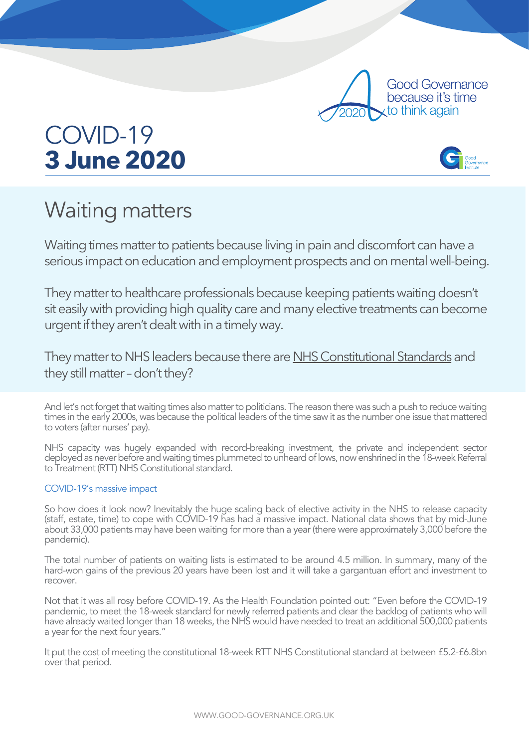Good Governance because it's time to think again

# COVID-19
**3 June 2020**

## Waiting matters

Waiting times matter to patients because living in pain and discomfort can have a serious impact on education and employment prospects and on mental well-being.

They matter to healthcare professionals because keeping patients waiting doesn't sit easily with providing high quality care and many elective treatments can become urgent if they aren't dealt with in a timely way.

They matter to NHS leaders because there are NHS Constitutional Standards and they still matter – don't they?

And let's not forget that waiting times also matter to politicians. The reason there was such a push to reduce waiting times in the early 2000s, was because the political leaders of the time saw it as the number one issue that mattered to voters (after nurses' pay).

NHS capacity was hugely expanded with record-breaking investment, the private and independent sector deployed as never before and waiting times plummeted to unheard of lows, now enshrined in the 18-week Referral to Treatment (RTT) NHS Constitutional standard.

### COVID-19's massive impact

So how does it look now? Inevitably the huge scaling back of elective activity in the NHS to release capacity (staff, estate, time) to cope with COVID-19 has had a massive impact. National data shows that by mid-June about 33,000 patients may have been waiting for more than a year (there were approximately 3,000 before the pandemic).

The total number of patients on waiting lists is estimated to be around 4.5 million. In summary, many of the hard-won gains of the previous 20 years have been lost and it will take a gargantuan effort and investment to recover.

Not that it was all rosy before COVID-19. As the Health Foundation pointed out: "Even before the COVID-19 pandemic, to meet the 18-week standard for newly referred patients and clear the backlog of patients who will have already waited longer than 18 weeks, the NHS would have needed to treat an additional 500,000 patients a year for the next four years."

It put the cost of meeting the constitutional 18-week RTT NHS Constitutional standard at between £5.2-£6.8bn over that period.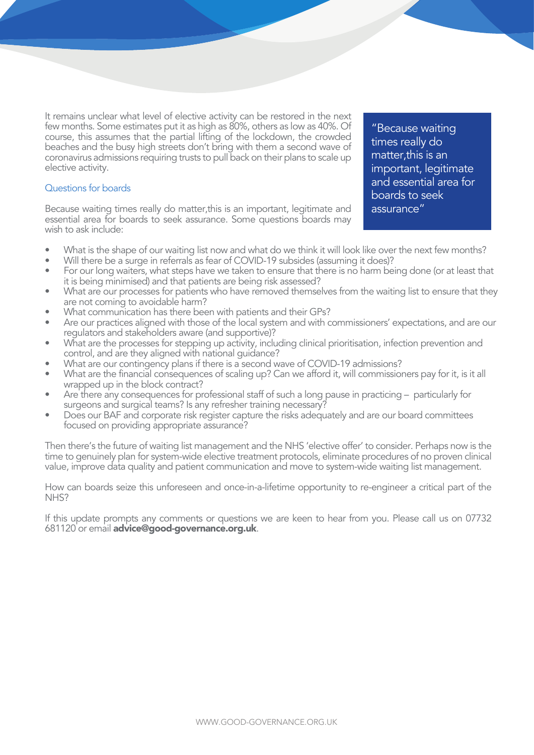It remains unclear what level of elective activity can be restored in the next few months. Some estimates put it as high as 80%, others as low as 40%. Of course, this assumes that the partial lifting of the lockdown, the crowded beaches and the busy high streets don't bring with them a second wave of coronavirus admissions requiring trusts to pull back on their plans to scale up elective activity.

> "Because waiting times really do matter,this is an important, legitimate and essential area for boards to seek assurance"

## Questions for boards

Because waiting times really do matter,this is an important, legitimate and essential area for boards to seek assurance. Some questions boards may wish to ask include:

- What is the shape of our waiting list now and what do we think it will look like over the next few months?
- Will there be a surge in referrals as fear of COVID-19 subsides (assuming it does)?
- For our long waiters, what steps have we taken to ensure that there is no harm being done (or at least that it is being minimised) and that patients are being risk assessed?
- What are our processes for patients who have removed themselves from the waiting list to ensure that they are not coming to avoidable harm?
- What communication has there been with patients and their GPs?
- Are our practices aligned with those of the local system and with commissioners' expectations, and are our regulators and stakeholders aware (and supportive)?
- What are the processes for stepping up activity, including clinical prioritisation, infection prevention and control, and are they aligned with national guidance?
- What are our contingency plans if there is a second wave of COVID-19 admissions?
- What are the financial consequences of scaling up? Can we afford it, will commissioners pay for it, is it all wrapped up in the block contract?
- Are there any consequences for professional staff of such a long pause in practicing – particularly for surgeons and surgical teams? Is any refresher training necessary?
- Does our BAF and corporate risk register capture the risks adequately and are our board committees focused on providing appropriate assurance?

Then there's the future of waiting list management and the NHS 'elective offer' to consider. Perhaps now is the time to genuinely plan for system-wide elective treatment protocols, eliminate procedures of no proven clinical value, improve data quality and patient communication and move to system-wide waiting list management.

How can boards seize this unforeseen and once-in-a-lifetime opportunity to re-engineer a critical part of the NHS?

If this update prompts any comments or questions we are keen to hear from you. Please call us on 07732 681120 or email **advice@good-governance.org.uk**.